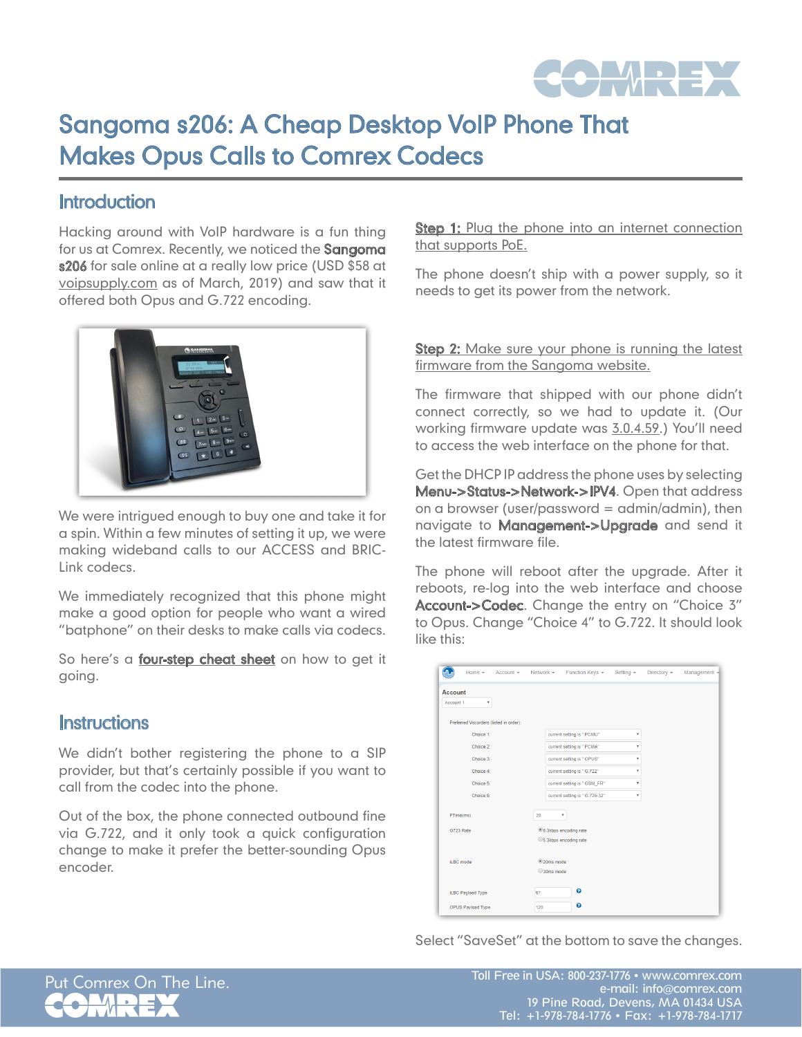# Sangoma s206: A Cheap Desktop VoIP Phone That Makes Opus Calls to Comrex Codecs

## Introduction

Hacking around with VoIP hardware is a fun thing for us at Comrex. Recently, we noticed the **Sangoma s206** for sale online at a really low price (USD $58 at voipsupply.com as of March, 2019) and saw that it offered both Opus and G.722 encoding.

We were intrigued enough to buy one and take it for a spin. Within a few minutes of setting it up, we were making wideband calls to our ACCESS and BRIC-Link codecs.

We immediately recognized that this phone might make a good option for people who want a wired "batphone" on their desks to make calls via codecs.

So here's a **four-step cheat sheet** on how to get it going.

## Instructions

We didn't bother registering the phone to a SIP provider, but that's certainly possible if you want to call from the codec into the phone.

Out of the box, the phone connected outbound fine via G.722, and it only took a quick configuration change to make it prefer the better-sounding Opus encoder.

**Step 1:** Plug the phone into an internet connection that supports PoE.

The phone doesn't ship with a power supply, so it needs to get its power from the network.

**Step 2:** Make sure your phone is running the latest firmware from the Sangoma website.

The firmware that shipped with our phone didn't connect correctly, so we had to update it. (Our working firmware update was 3.0.4.59.) You'll need to access the web interface on the phone for that.

Get the DHCP IP address the phone uses by selecting **Menu->Status->Network->IPV4**. Open that address on a browser (user/password = admin/admin), then navigate to **Management->Upgrade** and send it the latest firmware file.

The phone will reboot after the upgrade. After it reboots, re-log into the web interface and choose **Account->Codec**. Change the entry on "Choice 3" to Opus. Change "Choice 4" to G.722. It should look like this:

Select "SaveSet" at the bottom to save the changes.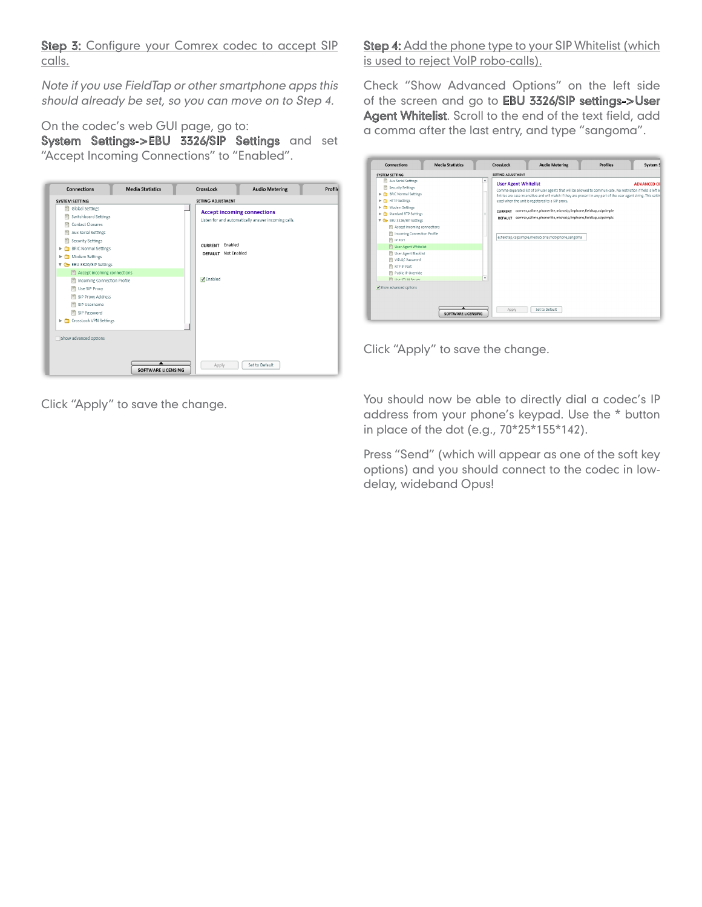**Step 3:** Configure your Comrex codec to accept SIP calls.

*Note if you use FieldTap or other smartphone apps this should already be set, so you can move on to Step 4.*

On the codec's web GUI page, go to:
**System Settings->EBU 3326/SIP Settings** and set "Accept Incoming Connections" to "Enabled".

Click "Apply" to save the change.

**Step 4:** Add the phone type to your SIP Whitelist (which is used to reject VoIP robo-calls).

Check "Show Advanced Options" on the left side of the screen and go to **EBU 3326/SIP settings->User Agent Whitelist**. Scroll to the end of the text field, add a comma after the last entry, and type "sangoma".

Click "Apply" to save the change.

You should now be able to directly dial a codec's IP address from your phone's keypad. Use the * button in place of the dot (e.g., 70*25*155*142).

Press "Send" (which will appear as one of the soft key options) and you should connect to the codec in low-delay, wideband Opus!